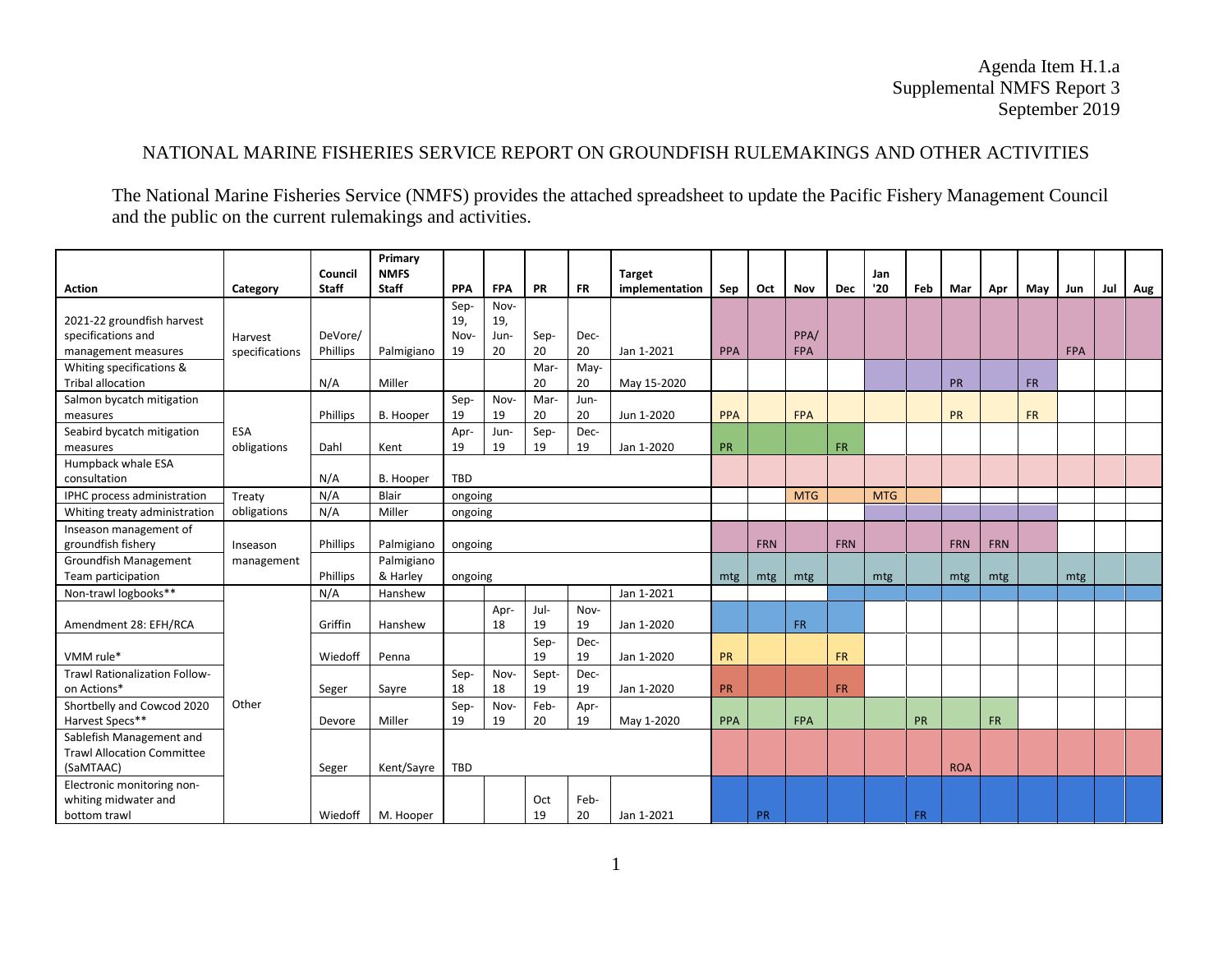Agenda Item H.1.a
Supplemental NMFS Report 3
September 2019

## NATIONAL MARINE FISHERIES SERVICE REPORT ON GROUNDFISH RULEMAKINGS AND OTHER ACTIVITIES

The National Marine Fisheries Service (NMFS) provides the attached spreadsheet to update the Pacific Fishery Management Council and the public on the current rulemakings and activities.

| Action | Category | Council Staff | Primary NMFS Staff | PPA | FPA | PR | FR | Target implementation | Sep | Oct | Nov | Dec | Jan '20 | Feb | Mar | Apr | May | Jun | Jul | Aug |
|---|---|---|---|---|---|---|---|---|---|---|---|---|---|---|---|---|---|---|---|---|
| 2021-22 groundfish harvest specifications and management measures | Harvest specifications | DeVore/ Phillips | Palmigiano | Sep-19, Nov-19 | Nov-19, Jun-20 | Sep-20 | Dec-20 | Jan 1-2021 | PPA | | PPA/ FPA | | | | | | | FPA | | |
| Whiting specifications & Tribal allocation | | N/A | Miller | | | Mar-20 | May-20 | May 15-2020 | | | | | | | PR | | FR | | | |
| Salmon bycatch mitigation measures | ESA obligations | Phillips | B. Hooper | Sep-19 | Nov-19 | Mar-20 | Jun-20 | Jun 1-2020 | PPA | | FPA | | | | PR | | FR | | | |
| Seabird bycatch mitigation measures | | Dahl | Kent | Apr-19 | Jun-19 | Sep-19 | Dec-19 | Jan 1-2020 | PR | | | FR | | | | | | | | |
| Humpback whale ESA consultation | | N/A | B. Hooper | TBD | | | | | | | | | | | | | | | | |
| IPHC process administration | Treaty obligations | N/A | Blair | ongoing | | | | | | | MTG | | MTG | | | | | | | |
| Whiting treaty administration | | N/A | Miller | ongoing | | | | | | | | | | | | | | | | |
| Inseason management of groundfish fishery | Inseason management | Phillips | Palmigiano | ongoing | | | | | | FRN | | FRN | | | FRN | FRN | | | | |
| Groundfish Management Team participation | | Phillips | Palmigiano & Harley | ongoing | | | | | mtg | mtg | mtg | | mtg | | mtg | mtg | | mtg | | |
| Non-trawl logbooks** | Other | N/A | Hanshew | | | | | Jan 1-2021 | | | | | | | | | | | | |
| Amendment 28: EFH/RCA | | Griffin | Hanshew | | Apr-18 | Jul-19 | Nov-19 | Jan 1-2020 | | | FR | | | | | | | | | |
| VMM rule* | | Wiedoff | Penna | | | Sep-19 | Dec-19 | Jan 1-2020 | PR | | | FR | | | | | | | | |
| Trawl Rationalization Follow-on Actions* | | Seger | Sayre | Sep-18 | Nov-18 | Sept-19 | Dec-19 | Jan 1-2020 | PR | | | FR | | | | | | | | |
| Shortbelly and Cowcod 2020 Harvest Specs** | | Devore | Miller | Sep-19 | Nov-19 | Feb-20 | Apr-19 | May 1-2020 | PPA | | FPA | | | PR | | FR | | | | |
| Sablefish Management and Trawl Allocation Committee (SaMTAAC) | | Seger | Kent/Sayre | TBD | | | | | | | | | | | ROA | | | | | |
| Electronic monitoring non-whiting midwater and bottom trawl | | Wiedoff | M. Hooper | | | Oct 19 | Feb-20 | Jan 1-2021 | | PR | | | | FR | | | | | | |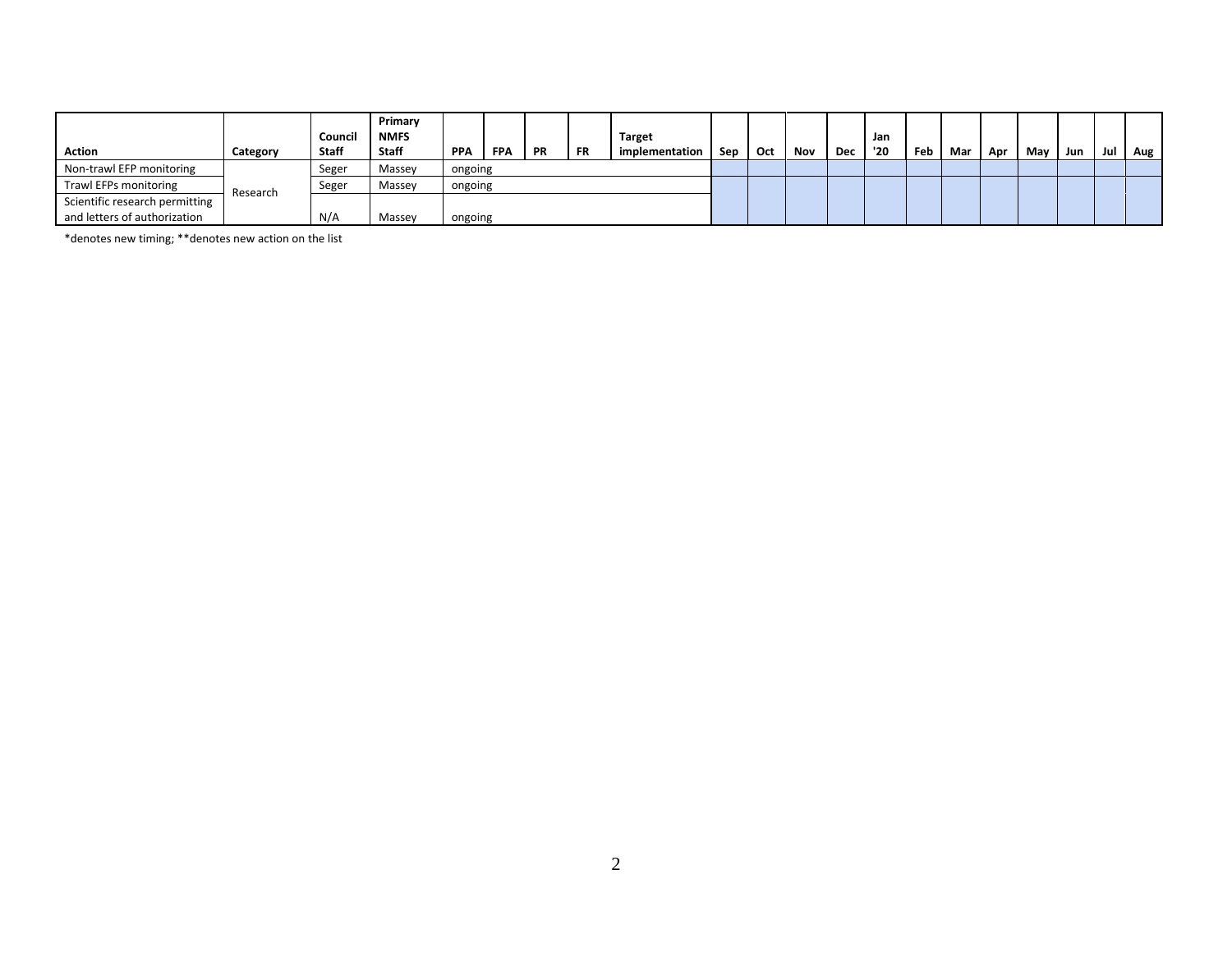| Action | Category | Council Staff | Primary NMFS Staff | PPA | FPA | PR | FR | Target implementation | Sep | Oct | Nov | Dec | Jan '20 | Feb | Mar | Apr | May | Jun | Jul | Aug |
|---|---|---|---|---|---|---|---|---|---|---|---|---|---|---|---|---|---|---|---|---|
| Non-trawl EFP monitoring | Research | Seger | Massey | ongoing | | | | | | | | | | | | | | | | |
| Trawl EFPs monitoring | | Seger | Massey | ongoing | | | | | | | | | | | | | | | | |
| Scientific research permitting and letters of authorization | | N/A | Massey | ongoing | | | | | | | | | | | | | | | | |

*denotes new timing; **denotes new action on the list